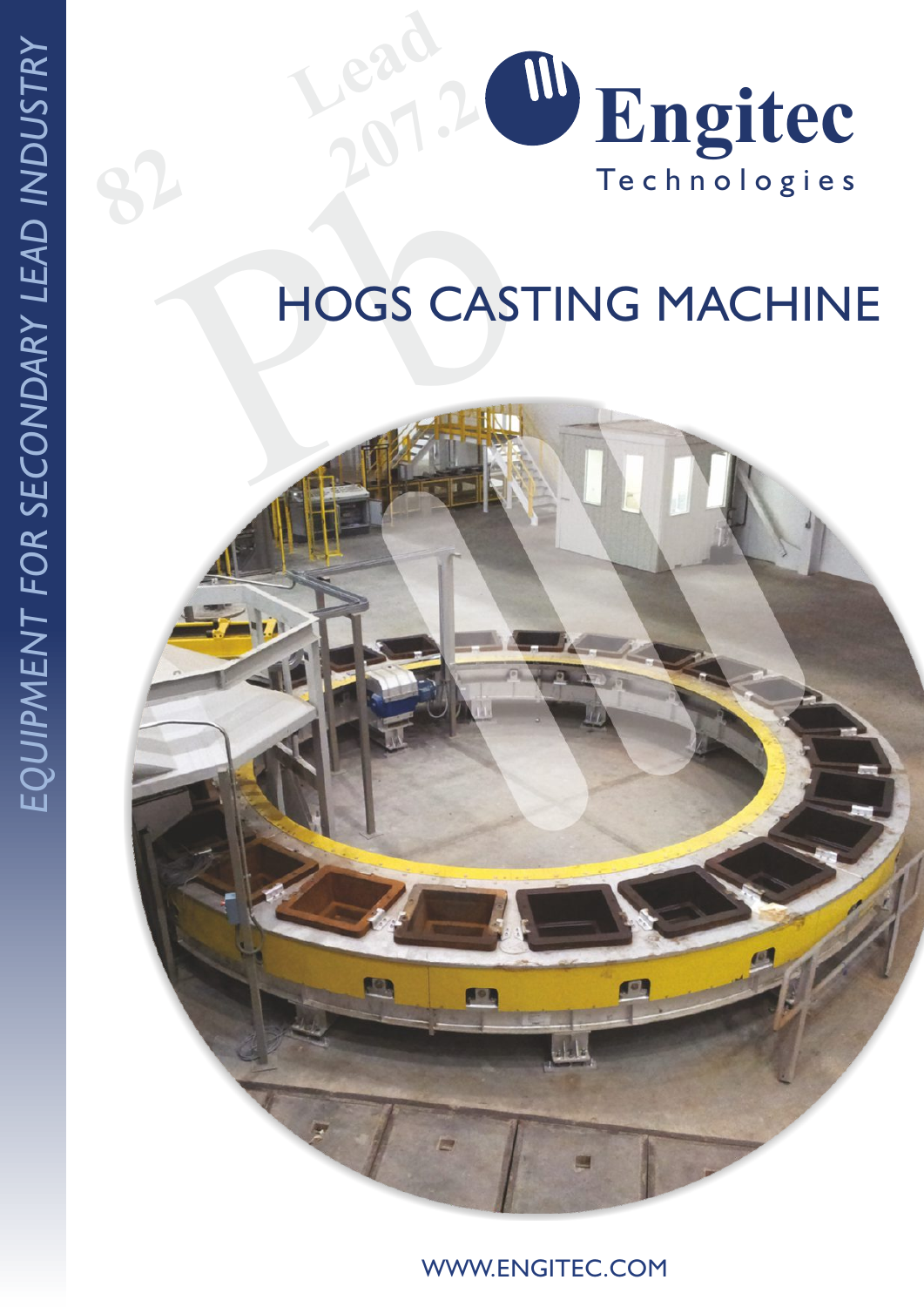EQUIPMENT FOR SECONDARY LEAD INDUSTRY

Engitec Technologies

# HOGS CASTING MACHINE

WWW.ENGITEC.COM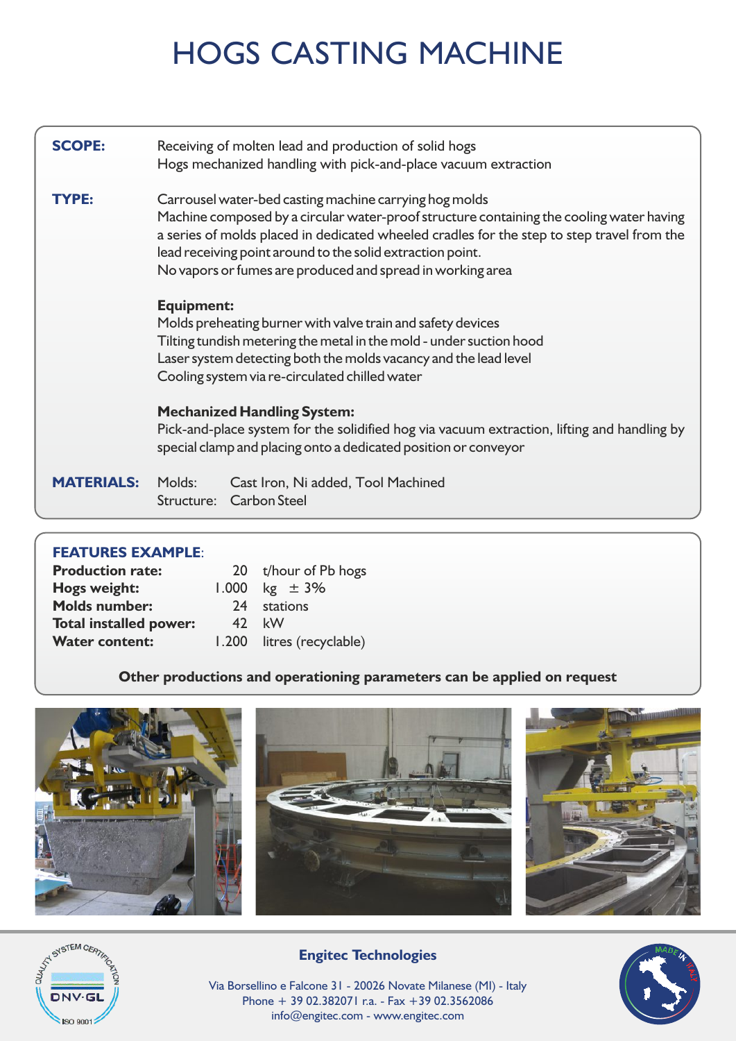# HOGS CASTING MACHINE

**SCOPE:**

Receiving of molten lead and production of solid hogs
Hogs mechanized handling with pick-and-place vacuum extraction

**TYPE:**

Carrousel water-bed casting machine carrying hog molds
Machine composed by a circular water-proof structure containing the cooling water having a series of molds placed in dedicated wheeled cradles for the step to step travel from the lead receiving point around to the solid extraction point.
No vapors or fumes are produced and spread in working area

**Equipment:**
Molds preheating burner with valve train and safety devices
Tilting tundish metering the metal in the mold - under suction hood
Laser system detecting both the molds vacancy and the lead level
Cooling system via re-circulated chilled water

**Mechanized Handling System:**
Pick-and-place system for the solidified hog via vacuum extraction, lifting and handling by special clamp and placing onto a dedicated position or conveyor

**MATERIALS:**

Molds: Cast Iron, Ni added, Tool Machined
Structure: Carbon Steel

**FEATURES EXAMPLE**:

| | | |
|---|---|---|
| **Production rate:** | 20 | t/hour of Pb hogs |
| **Hogs weight:** | 1.000 | kg ± 3% |
| **Molds number:** | 24 | stations |
| **Total installed power:** | 42 | kW |
| **Water content:** | 1.200 | litres (recyclable) |

**Other productions and operationing parameters can be applied on request**

**Engitec Technologies**

Via Borsellino e Falcone 31 - 20026 Novate Milanese (MI) - Italy
Phone + 39 02.382071 r.a. - Fax +39 02.3562086
info@engitec.com - www.engitec.com